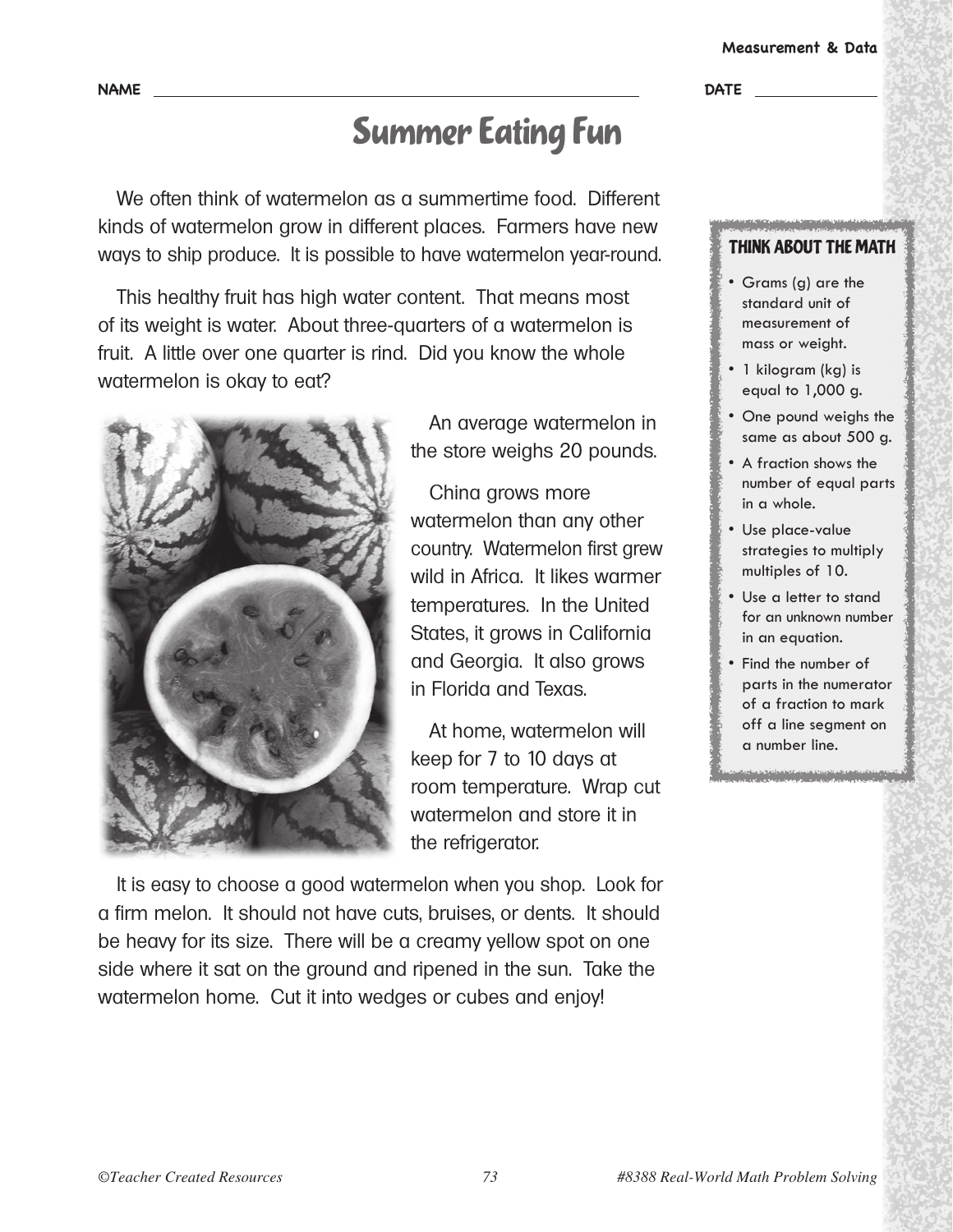NAME ______________________ DATE ____________

# Summer Eating Fun

We often think of watermelon as a summertime food. Different kinds of watermelon grow in different places. Farmers have new ways to ship produce. It is possible to have watermelon year-round.

This healthy fruit has high water content. That means most of its weight is water. About three-quarters of a watermelon is fruit. A little over one quarter is rind. Did you know the whole watermelon is okay to eat?

An average watermelon in the store weighs 20 pounds.

China grows more watermelon than any other country. Watermelon first grew wild in Africa. It likes warmer temperatures. In the United States, it grows in California and Georgia. It also grows in Florida and Texas.

At home, watermelon will keep for 7 to 10 days at room temperature. Wrap cut watermelon and store it in the refrigerator.

It is easy to choose a good watermelon when you shop. Look for a firm melon. It should not have cuts, bruises, or dents. It should be heavy for its size. There will be a creamy yellow spot on one side where it sat on the ground and ripened in the sun. Take the watermelon home. Cut it into wedges or cubes and enjoy!

### THINK ABOUT THE MATH

- Grams (g) are the standard unit of measurement of mass or weight.
- 1 kilogram (kg) is equal to 1,000 g.
- One pound weighs the same as about 500 g.
- A fraction shows the number of equal parts in a whole.
- Use place-value strategies to multiply multiples of 10.
- Use a letter to stand for an unknown number in an equation.
- Find the number of parts in the numerator of a fraction to mark off a line segment on a number line.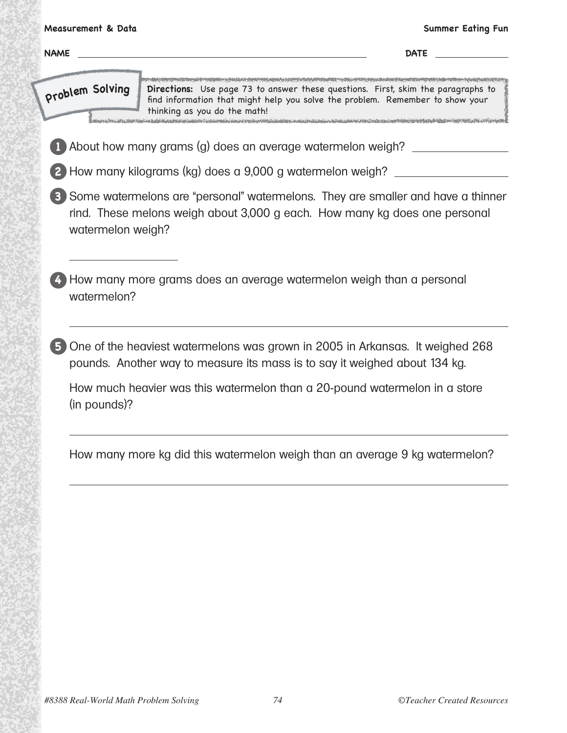# Measurement & Data — Summer Eating Fun

NAME ______________________________ DATE ____________

## Problem Solving

**Directions:** Use page 73 to answer these questions. First, skim the paragraphs to find information that might help you solve the problem. Remember to show your thinking as you do the math!

1. About how many grams (g) does an average watermelon weigh? ____________

2. How many kilograms (kg) does a 9,000 g watermelon weigh? ____________

3. Some watermelons are "personal" watermelons. They are smaller and have a thinner rind. These melons weigh about 3,000 g each. How many kg does one personal watermelon weigh?

   ____________

4. How many more grams does an average watermelon weigh than a personal watermelon?

   ____________________________________________

5. One of the heaviest watermelons was grown in 2005 in Arkansas. It weighed 268 pounds. Another way to measure its mass is to say it weighed about 134 kg.

   How much heavier was this watermelon than a 20-pound watermelon in a store (in pounds)?

   ____________________________________________

   How many more kg did this watermelon weigh than an average 9 kg watermelon?

   ____________________________________________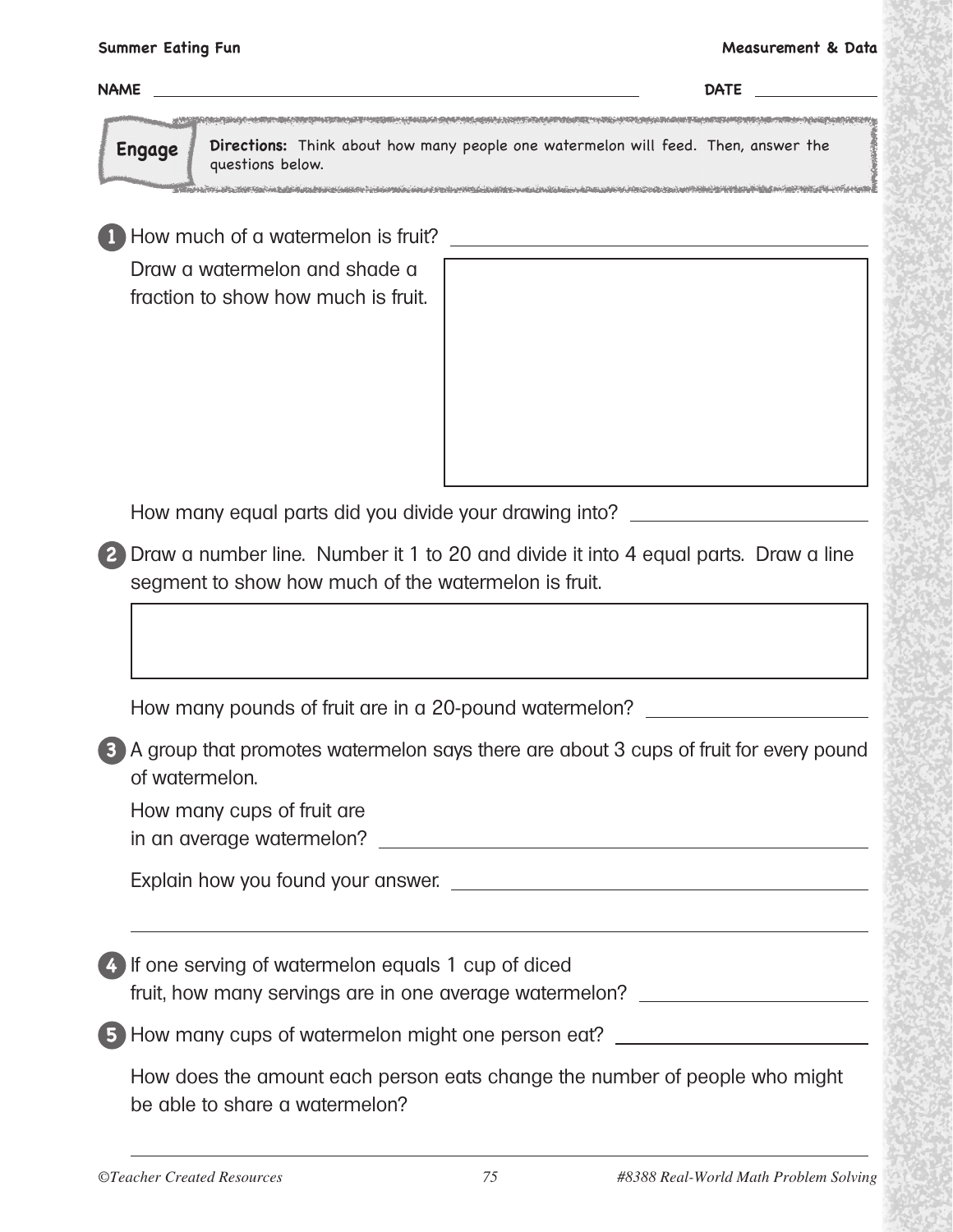Summer Eating Fun — Measurement & Data

NAME ______________________________ DATE __________

**Engage**

**Directions:** Think about how many people one watermelon will feed. Then, answer the questions below.

1. How much of a watermelon is fruit? ______________________

   Draw a watermelon and shade a fraction to show how much is fruit.

   How many equal parts did you divide your drawing into? ______________________

2. Draw a number line. Number it 1 to 20 and divide it into 4 equal parts. Draw a line segment to show how much of the watermelon is fruit.

   How many pounds of fruit are in a 20-pound watermelon? ______________________

3. A group that promotes watermelon says there are about 3 cups of fruit for every pound of watermelon.

   How many cups of fruit are in an average watermelon? ______________________

   Explain how you found your answer. ______________________

   ______________________________________________

4. If one serving of watermelon equals 1 cup of diced fruit, how many servings are in one average watermelon? ______________________

5. How many cups of watermelon might one person eat? ______________________

   How does the amount each person eats change the number of people who might be able to share a watermelon?

   ______________________________________________